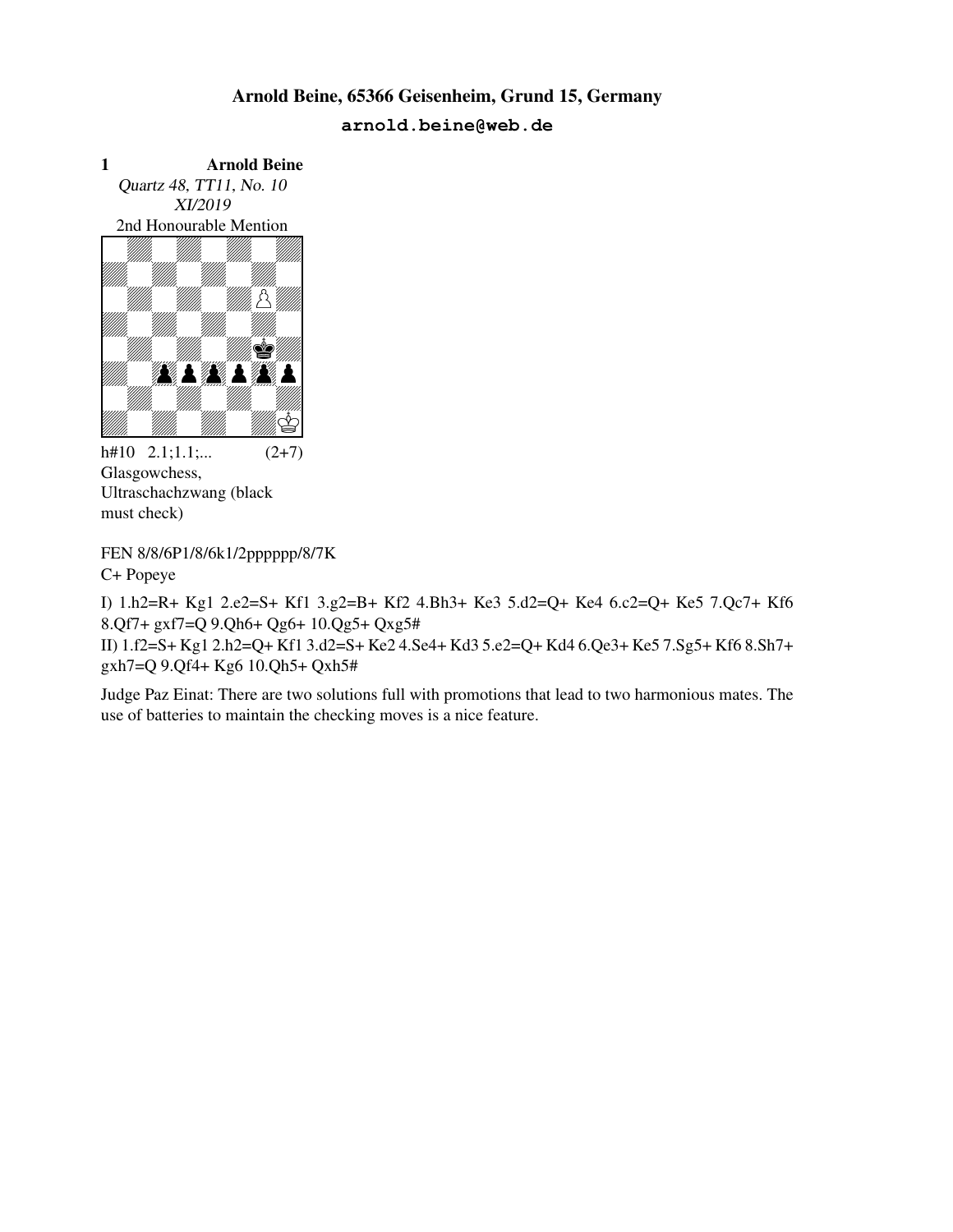**Arnold Beine, 65366 Geisenheim, Grund 15, Germany**

**arnold.beine@web.de**

**1** **Arnold Beine**

*Quartz 48, TT11, No. 10*
*XI/2019*
2nd Honourable Mention

h#10 2.1;1.1;... (2+7)
Glasgowchess,
Ultraschachzwang (black must check)

FEN 8/8/6P1/8/6k1/2pppppp/8/7K
C+ Popeye

I) 1.h2=R+ Kg1 2.e2=S+ Kf1 3.g2=B+ Kf2 4.Bh3+ Ke3 5.d2=Q+ Ke4 6.c2=Q+ Ke5 7.Qc7+ Kf6 8.Qf7+ gxf7=Q 9.Qh6+ Qg6+ 10.Qg5+ Qxg5#

II) 1.f2=S+ Kg1 2.h2=Q+ Kf1 3.d2=S+ Ke2 4.Se4+ Kd3 5.e2=Q+ Kd4 6.Qe3+ Ke5 7.Sg5+ Kf6 8.Sh7+ gxh7=Q 9.Qf4+ Kg6 10.Qh5+ Qxh5#

Judge Paz Einat: There are two solutions full with promotions that lead to two harmonious mates. The use of batteries to maintain the checking moves is a nice feature.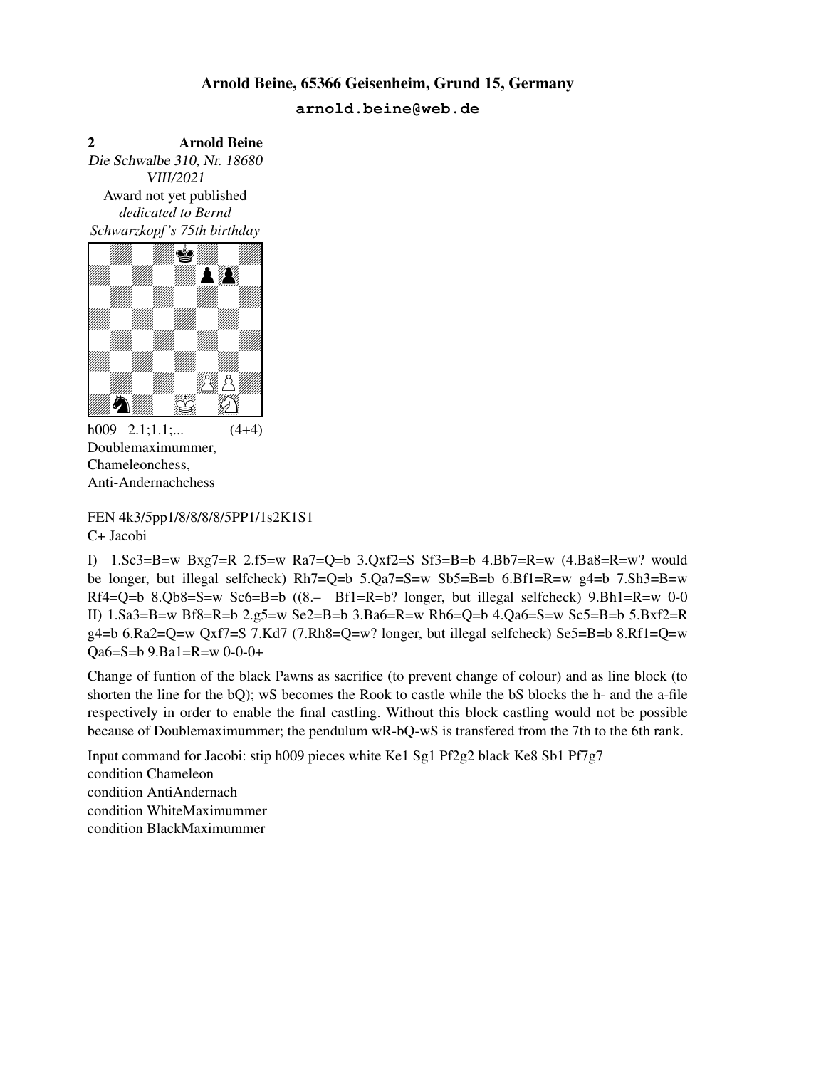**Arnold Beine, 65366 Geisenheim, Grund 15, Germany**

**arnold.beine@web.de**

**2** **Arnold Beine**
*Die Schwalbe 310, Nr. 18680*
*VIII/2021*
Award not yet published
*dedicated to Bernd Schwarzkopf's 75th birthday*

h009 2.1;1.1;... (4+4)
Doublemaximummer,
Chameleonchess,
Anti-Andernachchess

FEN 4k3/5pp1/8/8/8/8/5PP1/1s2K1S1
C+ Jacobi

I) 1.Sc3=B=w Bxg7=R 2.f5=w Ra7=Q=b 3.Qxf2=S Sf3=B=b 4.Bb7=R=w (4.Ba8=R=w? would be longer, but illegal selfcheck) Rh7=Q=b 5.Qa7=S=w Sb5=B=b 6.Bf1=R=w g4=b 7.Sh3=B=w Rf4=Q=b 8.Qb8=S=w Sc6=B=b ((8.– Bf1=R=b? longer, but illegal selfcheck) 9.Bh1=R=w 0-0
II) 1.Sa3=B=w Bf8=R=b 2.g5=w Se2=B=b 3.Ba6=R=w Rh6=Q=b 4.Qa6=S=w Sc5=B=b 5.Bxf2=R g4=b 6.Ra2=Q=w Qxf7=S 7.Kd7 (7.Rh8=Q=w? longer, but illegal selfcheck) Se5=B=b 8.Rf1=Q=w Qa6=S=b 9.Ba1=R=w 0-0-0+

Change of funtion of the black Pawns as sacrifice (to prevent change of colour) and as line block (to shorten the line for the bQ); wS becomes the Rook to castle while the bS blocks the h- and the a-file respectively in order to enable the final castling. Without this block castling would not be possible because of Doublemaximummer; the pendulum wR-bQ-wS is transfered from the 7th to the 6th rank.

Input command for Jacobi: stip h009 pieces white Ke1 Sg1 Pf2g2 black Ke8 Sb1 Pf7g7
condition Chameleon
condition AntiAndernach
condition WhiteMaximummer
condition BlackMaximummer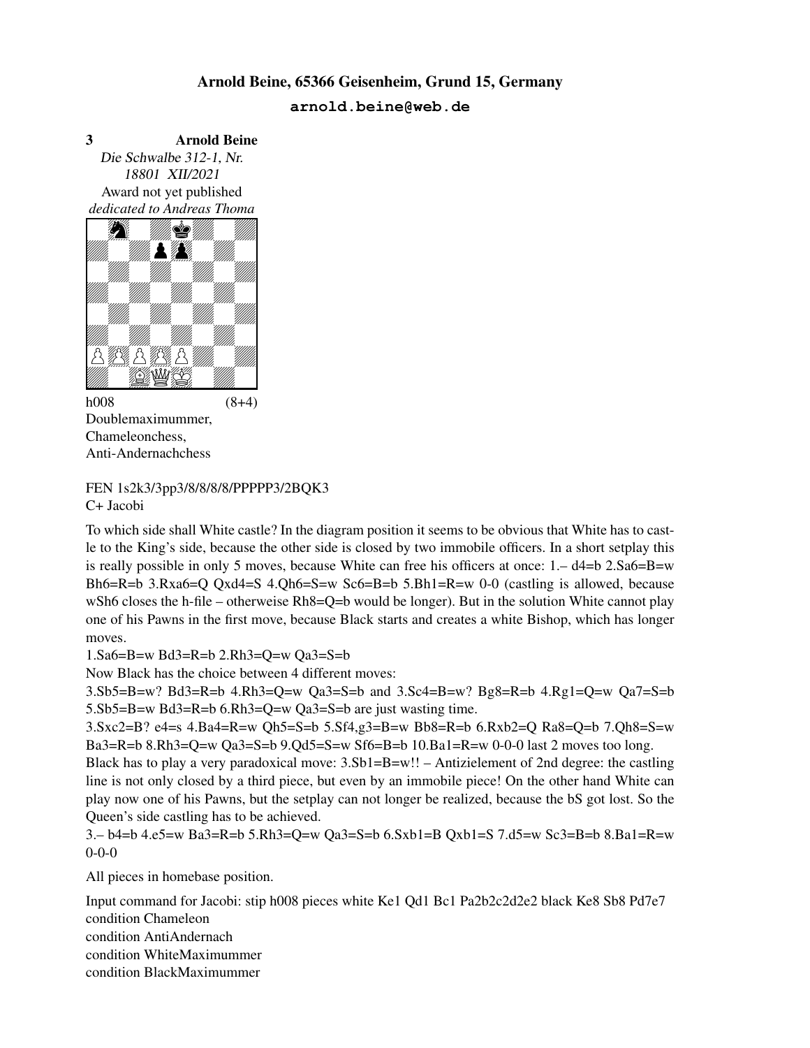**Arnold Beine, 65366 Geisenheim, Grund 15, Germany**

**arnold.beine@web.de**

**3** **Arnold Beine**

*Die Schwalbe 312-1, Nr. 18801 XII/2021*

Award not yet published

*dedicated to Andreas Thoma*

h008 (8+4)

Doublemaximummer,
Chameleonchess,
Anti-Andernachchess

FEN 1s2k3/3pp3/8/8/8/8/PPPPP3/2BQK3
C+ Jacobi

To which side shall White castle? In the diagram position it seems to be obvious that White has to castle to the King's side, because the other side is closed by two immobile officers. In a short setplay this is really possible in only 5 moves, because White can free his officers at once: 1.– d4=b 2.Sa6=B=w Bh6=R=b 3.Rxa6=Q Qxd4=S 4.Qh6=S=w Sc6=B=b 5.Bh1=R=w 0-0 (castling is allowed, because wSh6 closes the h-file – otherweise Rh8=Q=b would be longer). But in the solution White cannot play one of his Pawns in the first move, because Black starts and creates a white Bishop, which has longer moves.

1.Sa6=B=w Bd3=R=b 2.Rh3=Q=w Qa3=S=b

Now Black has the choice between 4 different moves:

3.Sb5=B=w? Bd3=R=b 4.Rh3=Q=w Qa3=S=b and 3.Sc4=B=w? Bg8=R=b 4.Rg1=Q=w Qa7=S=b 5.Sb5=B=w Bd3=R=b 6.Rh3=Q=w Qa3=S=b are just wasting time.

3.Sxc2=B? e4=s 4.Ba4=R=w Qh5=S=b 5.Sf4,g3=B=w Bb8=R=b 6.Rxb2=Q Ra8=Q=b 7.Qh8=S=w Ba3=R=b 8.Rh3=Q=w Qa3=S=b 9.Qd5=S=w Sf6=B=b 10.Ba1=R=w 0-0-0 last 2 moves too long.

Black has to play a very paradoxical move: 3.Sb1=B=w!! – Antizielement of 2nd degree: the castling line is not only closed by a third piece, but even by an immobile piece! On the other hand White can play now one of his Pawns, but the setplay can not longer be realized, because the bS got lost. So the Queen's side castling has to be achieved.

3.– b4=b 4.e5=w Ba3=R=b 5.Rh3=Q=w Qa3=S=b 6.Sxb1=B Qxb1=S 7.d5=w Sc3=B=b 8.Ba1=R=w 0-0-0

All pieces in homebase position.

Input command for Jacobi: stip h008 pieces white Ke1 Qd1 Bc1 Pa2b2c2d2e2 black Ke8 Sb8 Pd7e7
condition Chameleon
condition AntiAndernach
condition WhiteMaximummer
condition BlackMaximummer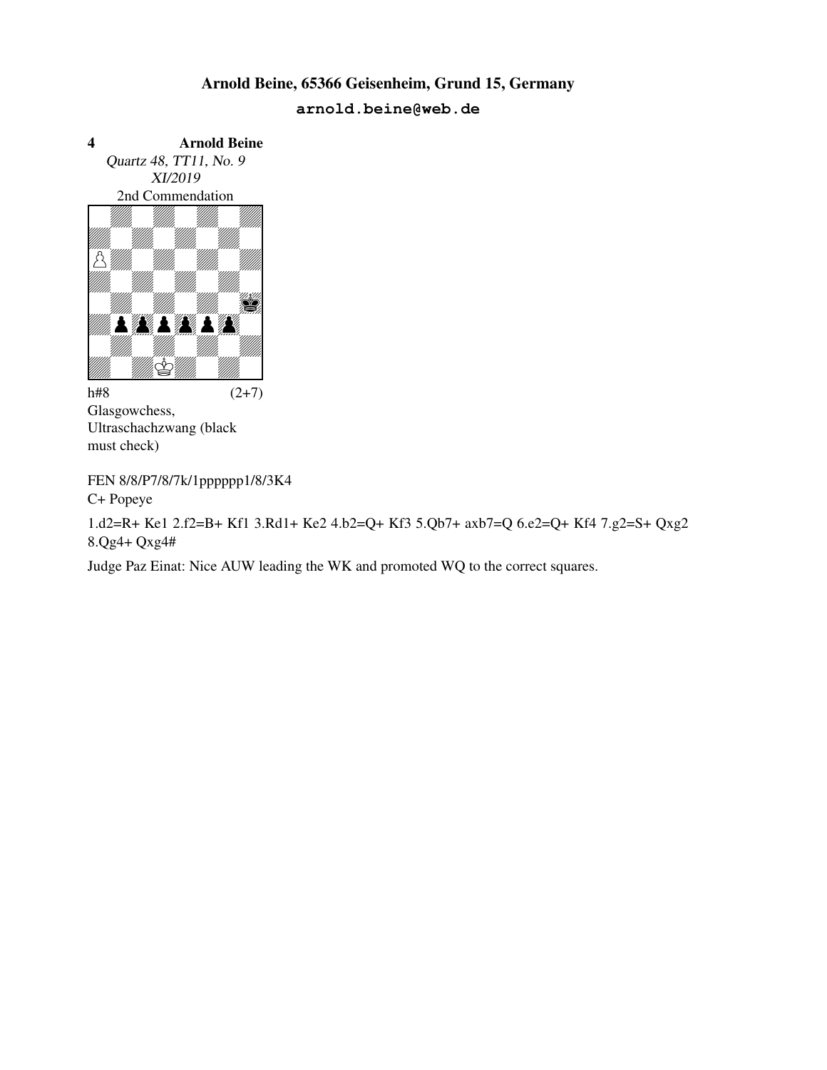**Arnold Beine, 65366 Geisenheim, Grund 15, Germany**

**arnold.beine@web.de**

**4** **Arnold Beine**

*Quartz 48, TT11, No. 9*
*XI/2019*
2nd Commendation

h#8 (2+7)

Glasgowchess,
Ultraschachzwang (black must check)

FEN 8/8/P7/8/7k/1pppppp1/8/3K4

C+ Popeye

1.d2=R+ Ke1 2.f2=B+ Kf1 3.Rd1+ Ke2 4.b2=Q+ Kf3 5.Qb7+ axb7=Q 6.e2=Q+ Kf4 7.g2=S+ Qxg2 8.Qg4+ Qxg4#

Judge Paz Einat: Nice AUW leading the WK and promoted WQ to the correct squares.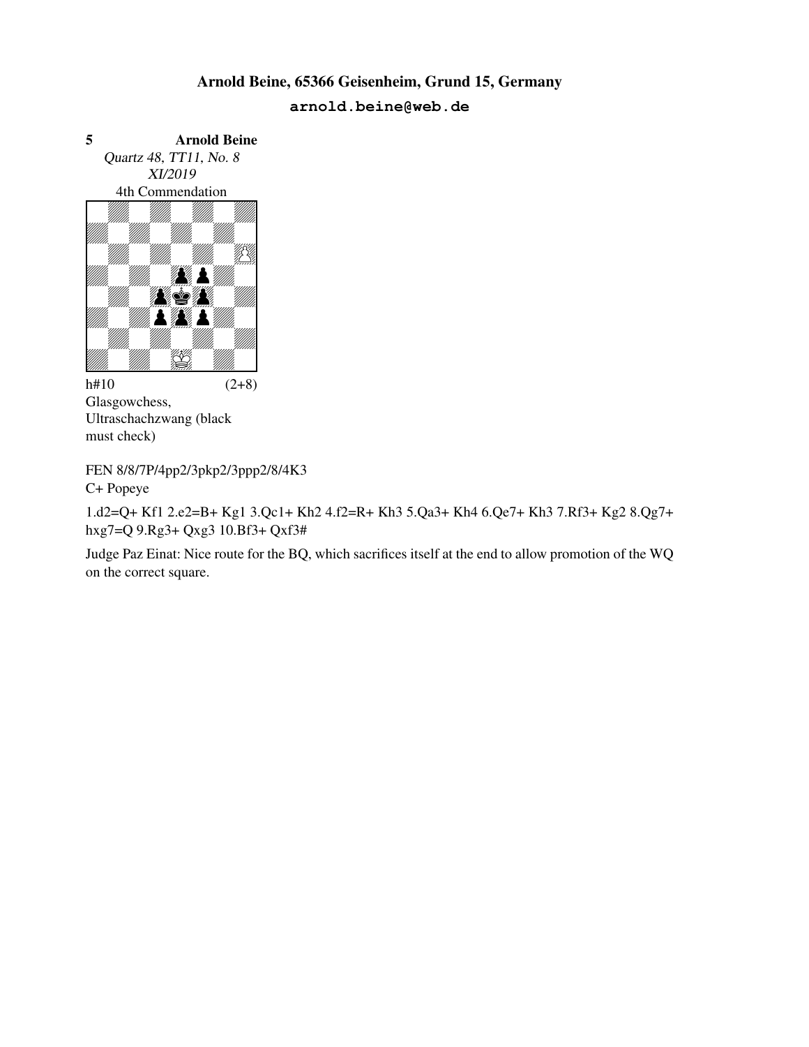**Arnold Beine, 65366 Geisenheim, Grund 15, Germany**

**arnold.beine@web.de**

**5** **Arnold Beine**

*Quartz 48, TT11, No. 8*
*XI/2019*
4th Commendation

h#10 (2+8)

Glasgowchess,
Ultraschachzwang (black must check)

FEN 8/8/7P/4pp2/3pkp2/3ppp2/8/4K3

C+ Popeye

1.d2=Q+ Kf1 2.e2=B+ Kg1 3.Qc1+ Kh2 4.f2=R+ Kh3 5.Qa3+ Kh4 6.Qe7+ Kh3 7.Rf3+ Kg2 8.Qg7+ hxg7=Q 9.Rg3+ Qxg3 10.Bf3+ Qxf3#

Judge Paz Einat: Nice route for the BQ, which sacrifices itself at the end to allow promotion of the WQ on the correct square.